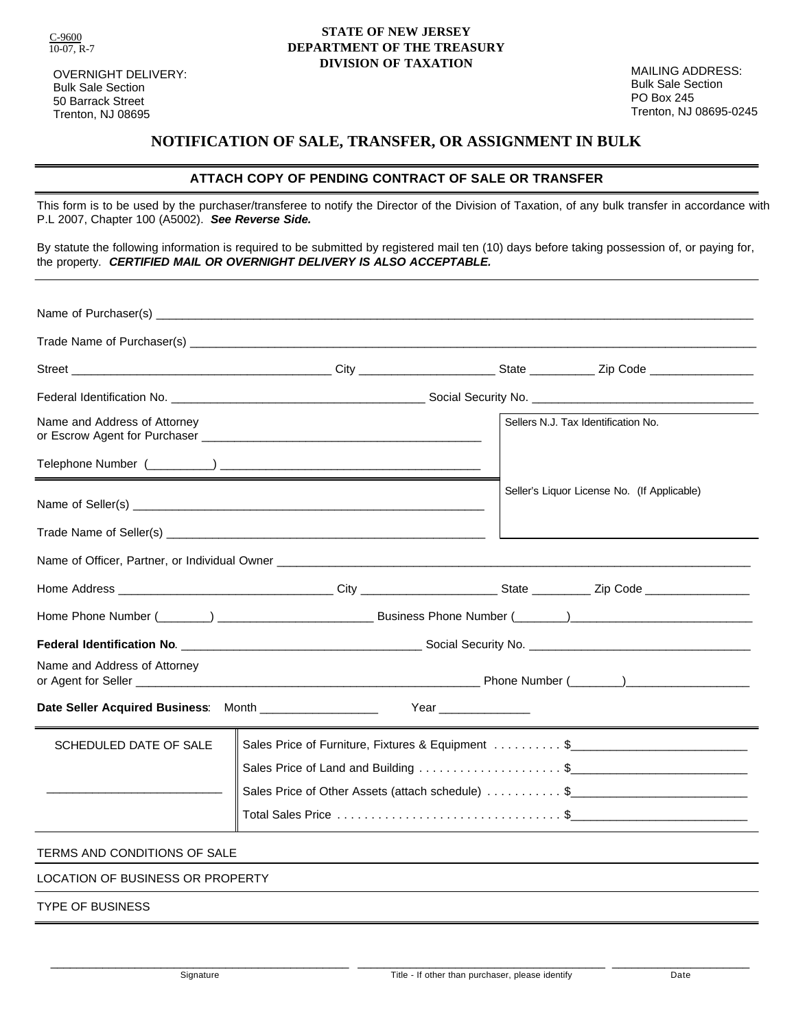C-9600
10-07, R-7

**STATE OF NEW JERSEY**
**DEPARTMENT OF THE TREASURY**
**DIVISION OF TAXATION**

OVERNIGHT DELIVERY:
Bulk Sale Section
50 Barrack Street
Trenton, NJ 08695

MAILING ADDRESS:
Bulk Sale Section
PO Box 245
Trenton, NJ 08695-0245

# NOTIFICATION OF SALE, TRANSFER, OR ASSIGNMENT IN BULK

## ATTACH COPY OF PENDING CONTRACT OF SALE OR TRANSFER

This form is to be used by the purchaser/transferee to notify the Director of the Division of Taxation, of any bulk transfer in accordance with P.L 2007, Chapter 100 (A5002). ***See Reverse Side.***

By statute the following information is required to be submitted by registered mail ten (10) days before taking possession of, or paying for, the property. ***CERTIFIED MAIL OR OVERNIGHT DELIVERY IS ALSO ACCEPTABLE.***

Name of Purchaser(s) ____________________________________________

Trade Name of Purchaser(s) ____________________________________________

Street ______________________ City ______________ State ________ Zip Code ____________

Federal Identification No. ______________________ Social Security No. ______________________

Name and Address of Attorney or Escrow Agent for Purchaser ______________________________

Telephone Number (________) ______________________________

Sellers N.J. Tax Identification No.

Seller's Liquor License No. (If Applicable)

Name of Seller(s) ______________________________

Trade Name of Seller(s) ______________________________

Name of Officer, Partner, or Individual Owner ____________________________________________

Home Address ______________________ City ______________ State ________ Zip Code ____________

Home Phone Number (________) ______________________ Business Phone Number (________) ______________________

**Federal Identification No**. ______________________ Social Security No. ______________________

Name and Address of Attorney or Agent for Seller ______________________________ Phone Number (________) ______________

**Date Seller Acquired Business**: Month ______________ Year ____________

| SCHEDULED DATE OF SALE | |
|---|---|
| | Sales Price of Furniture, Fixtures & Equipment . . . . . . . . . . $______________________ |
| | Sales Price of Land and Building . . . . . . . . . . . . . . . . . . . . . $______________________ |
| ______________________ | Sales Price of Other Assets (attach schedule) . . . . . . . . . . . $______________________ |
| | Total Sales Price . . . . . . . . . . . . . . . . . . . . . . . . . . . . . . . . . $______________________ |

TERMS AND CONDITIONS OF SALE

LOCATION OF BUSINESS OR PROPERTY

TYPE OF BUSINESS

______________________________ ______________________________ ______________

Signature | Title - If other than purchaser, please identify | Date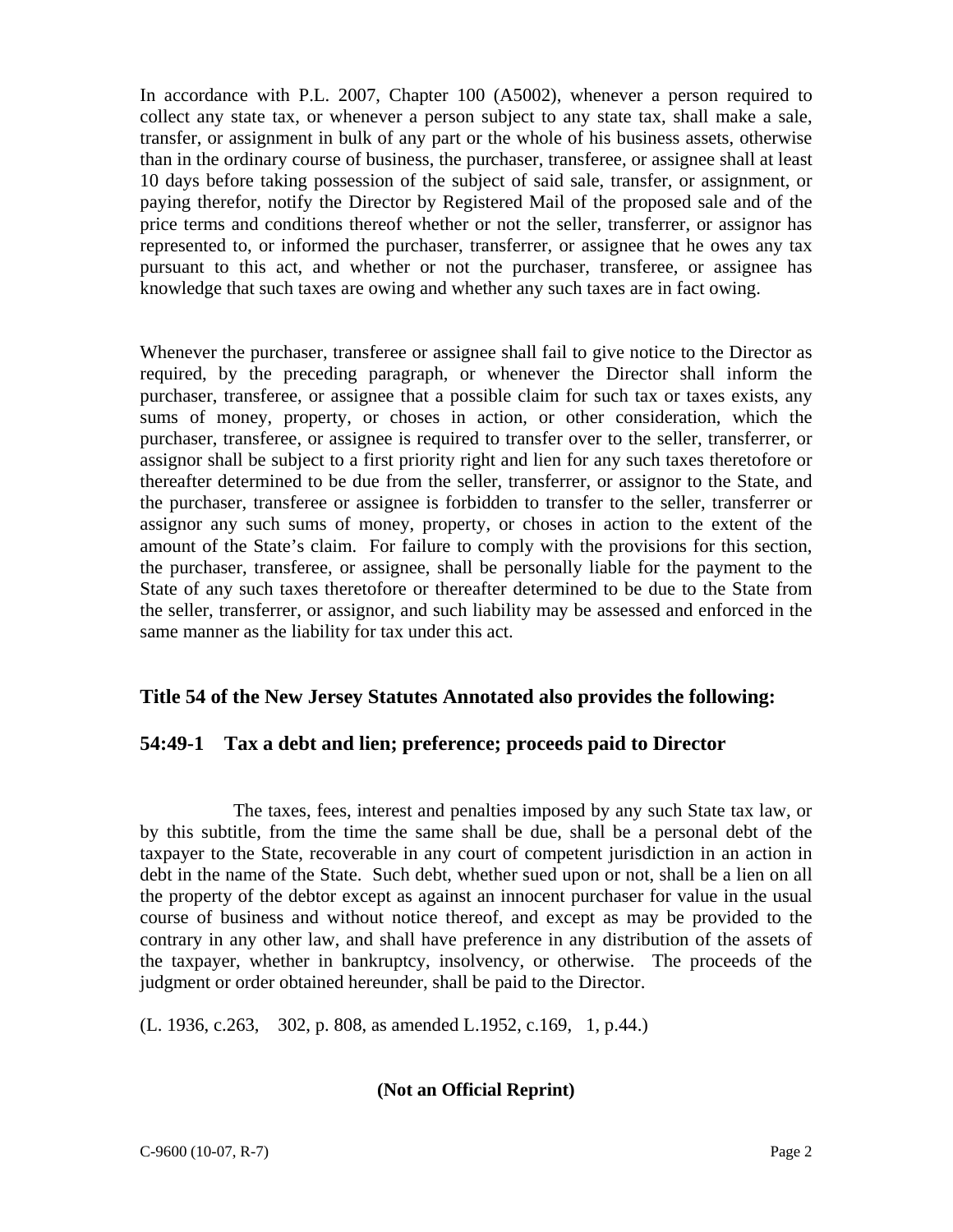In accordance with P.L. 2007, Chapter 100 (A5002), whenever a person required to collect any state tax, or whenever a person subject to any state tax, shall make a sale, transfer, or assignment in bulk of any part or the whole of his business assets, otherwise than in the ordinary course of business, the purchaser, transferee, or assignee shall at least 10 days before taking possession of the subject of said sale, transfer, or assignment, or paying therefor, notify the Director by Registered Mail of the proposed sale and of the price terms and conditions thereof whether or not the seller, transferrer, or assignor has represented to, or informed the purchaser, transferrer, or assignee that he owes any tax pursuant to this act, and whether or not the purchaser, transferee, or assignee has knowledge that such taxes are owing and whether any such taxes are in fact owing.

Whenever the purchaser, transferee or assignee shall fail to give notice to the Director as required, by the preceding paragraph, or whenever the Director shall inform the purchaser, transferee, or assignee that a possible claim for such tax or taxes exists, any sums of money, property, or choses in action, or other consideration, which the purchaser, transferee, or assignee is required to transfer over to the seller, transferrer, or assignor shall be subject to a first priority right and lien for any such taxes theretofore or thereafter determined to be due from the seller, transferrer, or assignor to the State, and the purchaser, transferee or assignee is forbidden to transfer to the seller, transferrer or assignor any such sums of money, property, or choses in action to the extent of the amount of the State's claim. For failure to comply with the provisions for this section, the purchaser, transferee, or assignee, shall be personally liable for the payment to the State of any such taxes theretofore or thereafter determined to be due to the State from the seller, transferrer, or assignor, and such liability may be assessed and enforced in the same manner as the liability for tax under this act.

## Title 54 of the New Jersey Statutes Annotated also provides the following:

### 54:49-1 Tax a debt and lien; preference; proceeds paid to Director

The taxes, fees, interest and penalties imposed by any such State tax law, or by this subtitle, from the time the same shall be due, shall be a personal debt of the taxpayer to the State, recoverable in any court of competent jurisdiction in an action in debt in the name of the State. Such debt, whether sued upon or not, shall be a lien on all the property of the debtor except as against an innocent purchaser for value in the usual course of business and without notice thereof, and except as may be provided to the contrary in any other law, and shall have preference in any distribution of the assets of the taxpayer, whether in bankruptcy, insolvency, or otherwise. The proceeds of the judgment or order obtained hereunder, shall be paid to the Director.

(L. 1936, c.263, 302, p. 808, as amended L.1952, c.169, 1, p.44.)

**(Not an Official Reprint)**

C-9600 (10-07, R-7)